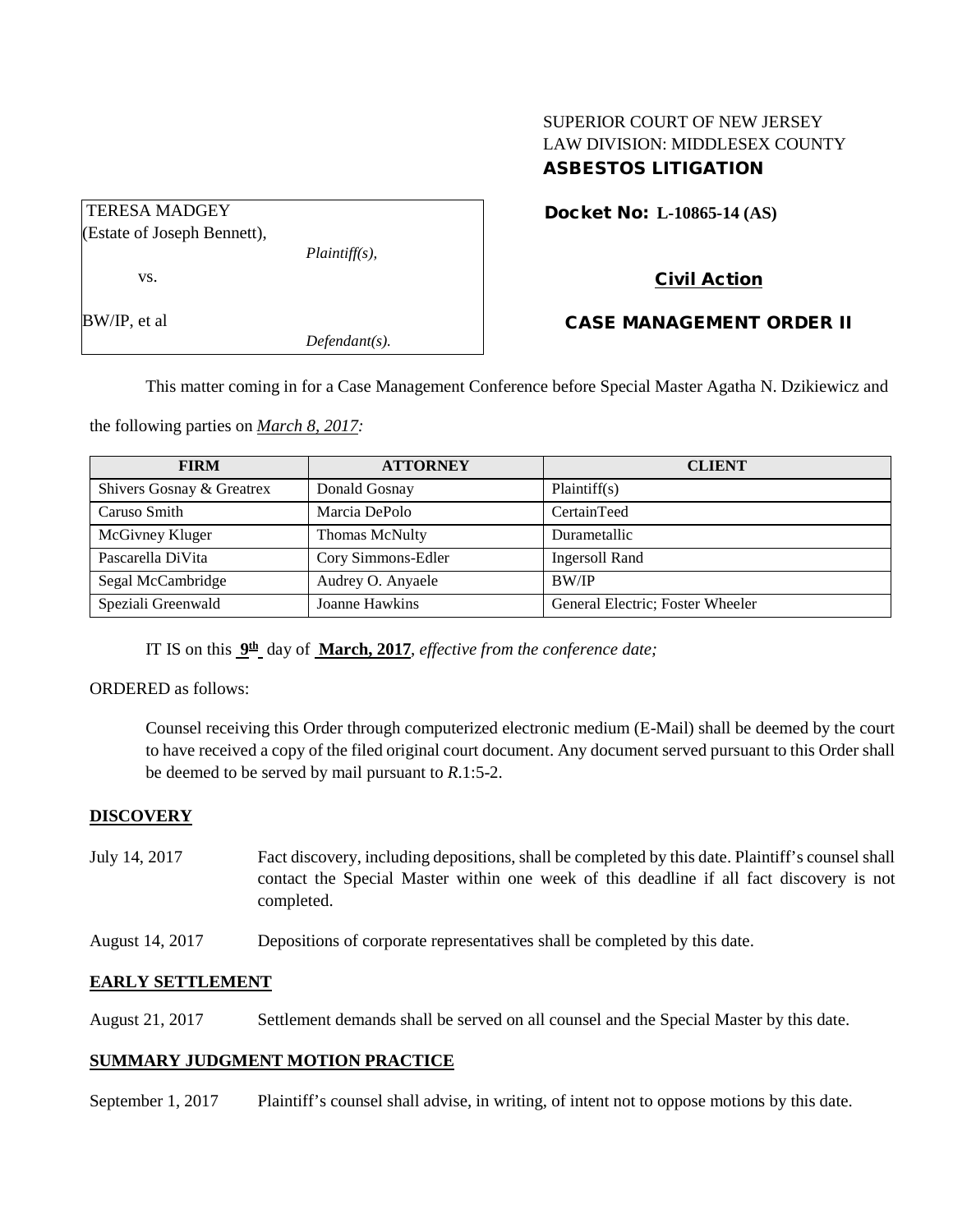SUPERIOR COURT OF NEW JERSEY
LAW DIVISION: MIDDLESEX COUNTY
**ASBESTOS LITIGATION**

TERESA MADGEY
(Estate of Joseph Bennett),
*Plaintiff(s),*

vs.

BW/IP, et al
*Defendant(s).*

**Docket No: L-10865-14 (AS)**

**Civil Action**

**CASE MANAGEMENT ORDER II**

This matter coming in for a Case Management Conference before Special Master Agatha N. Dzikiewicz and the following parties on *March 8, 2017:*

| FIRM | ATTORNEY | CLIENT |
| --- | --- | --- |
| Shivers Gosnay & Greatrex | Donald Gosnay | Plaintiff(s) |
| Caruso Smith | Marcia DePolo | CertainTeed |
| McGivney Kluger | Thomas McNulty | Durametallic |
| Pascarella DiVita | Cory Simmons-Edler | Ingersoll Rand |
| Segal McCambridge | Audrey O. Anyaele | BW/IP |
| Speziali Greenwald | Joanne Hawkins | General Electric; Foster Wheeler |

IT IS on this **9th** day of **March, 2017**, *effective from the conference date;*

ORDERED as follows:

Counsel receiving this Order through computerized electronic medium (E-Mail) shall be deemed by the court to have received a copy of the filed original court document. Any document served pursuant to this Order shall be deemed to be served by mail pursuant to *R*.1:5-2.

**DISCOVERY**

July 14, 2017 — Fact discovery, including depositions, shall be completed by this date. Plaintiff's counsel shall contact the Special Master within one week of this deadline if all fact discovery is not completed.

August 14, 2017 — Depositions of corporate representatives shall be completed by this date.

**EARLY SETTLEMENT**

August 21, 2017 — Settlement demands shall be served on all counsel and the Special Master by this date.

**SUMMARY JUDGMENT MOTION PRACTICE**

September 1, 2017 — Plaintiff's counsel shall advise, in writing, of intent not to oppose motions by this date.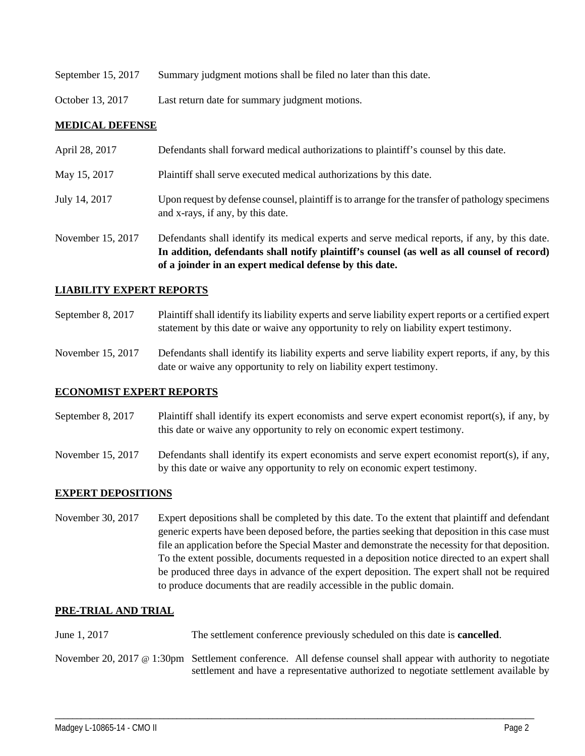September 15, 2017 Summary judgment motions shall be filed no later than this date.

October 13, 2017 Last return date for summary judgment motions.

**MEDICAL DEFENSE**

April 28, 2017 Defendants shall forward medical authorizations to plaintiff's counsel by this date.

May 15, 2017 Plaintiff shall serve executed medical authorizations by this date.

July 14, 2017 Upon request by defense counsel, plaintiff is to arrange for the transfer of pathology specimens and x-rays, if any, by this date.

November 15, 2017 Defendants shall identify its medical experts and serve medical reports, if any, by this date. **In addition, defendants shall notify plaintiff's counsel (as well as all counsel of record) of a joinder in an expert medical defense by this date.**

**LIABILITY EXPERT REPORTS**

September 8, 2017 Plaintiff shall identify its liability experts and serve liability expert reports or a certified expert statement by this date or waive any opportunity to rely on liability expert testimony.

November 15, 2017 Defendants shall identify its liability experts and serve liability expert reports, if any, by this date or waive any opportunity to rely on liability expert testimony.

**ECONOMIST EXPERT REPORTS**

September 8, 2017 Plaintiff shall identify its expert economists and serve expert economist report(s), if any, by this date or waive any opportunity to rely on economic expert testimony.

November 15, 2017 Defendants shall identify its expert economists and serve expert economist report(s), if any, by this date or waive any opportunity to rely on economic expert testimony.

**EXPERT DEPOSITIONS**

November 30, 2017 Expert depositions shall be completed by this date. To the extent that plaintiff and defendant generic experts have been deposed before, the parties seeking that deposition in this case must file an application before the Special Master and demonstrate the necessity for that deposition. To the extent possible, documents requested in a deposition notice directed to an expert shall be produced three days in advance of the expert deposition. The expert shall not be required to produce documents that are readily accessible in the public domain.

**PRE-TRIAL AND TRIAL**

June 1, 2017 The settlement conference previously scheduled on this date is **cancelled**.

November 20, 2017 @ 1:30pm Settlement conference. All defense counsel shall appear with authority to negotiate settlement and have a representative authorized to negotiate settlement available by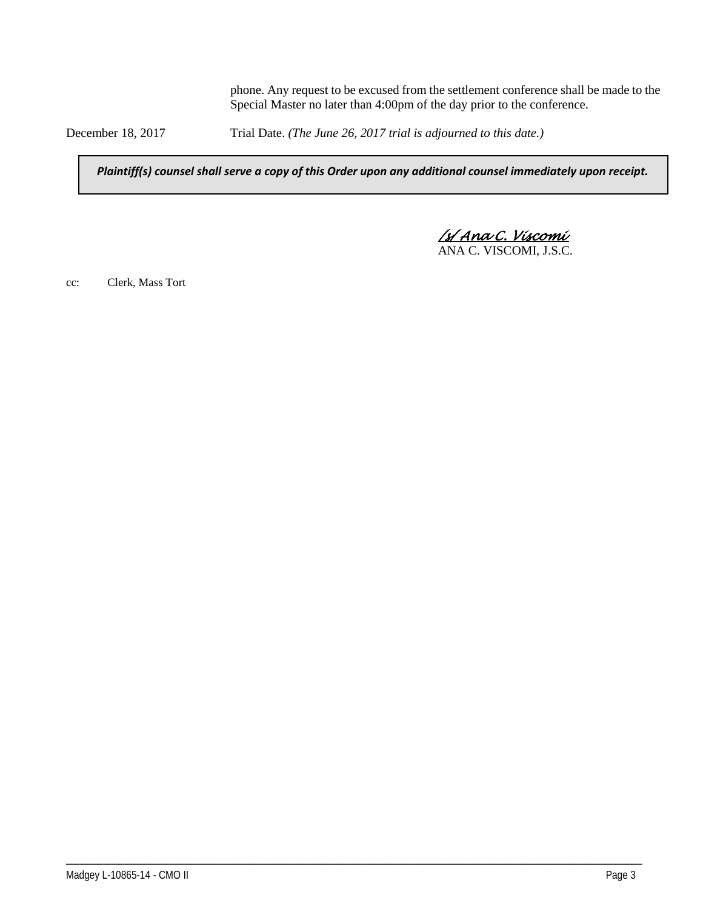phone. Any request to be excused from the settlement conference shall be made to the Special Master no later than 4:00pm of the day prior to the conference.

| | |
|---|---|
| December 18, 2017 | Trial Date. *(The June 26, 2017 trial is adjourned to this date.)* |

***Plaintiff(s) counsel shall serve a copy of this Order upon any additional counsel immediately upon receipt.***

*/s/ Ana C. Viscomi*
ANA C. VISCOMI, J.S.C.

cc: Clerk, Mass Tort